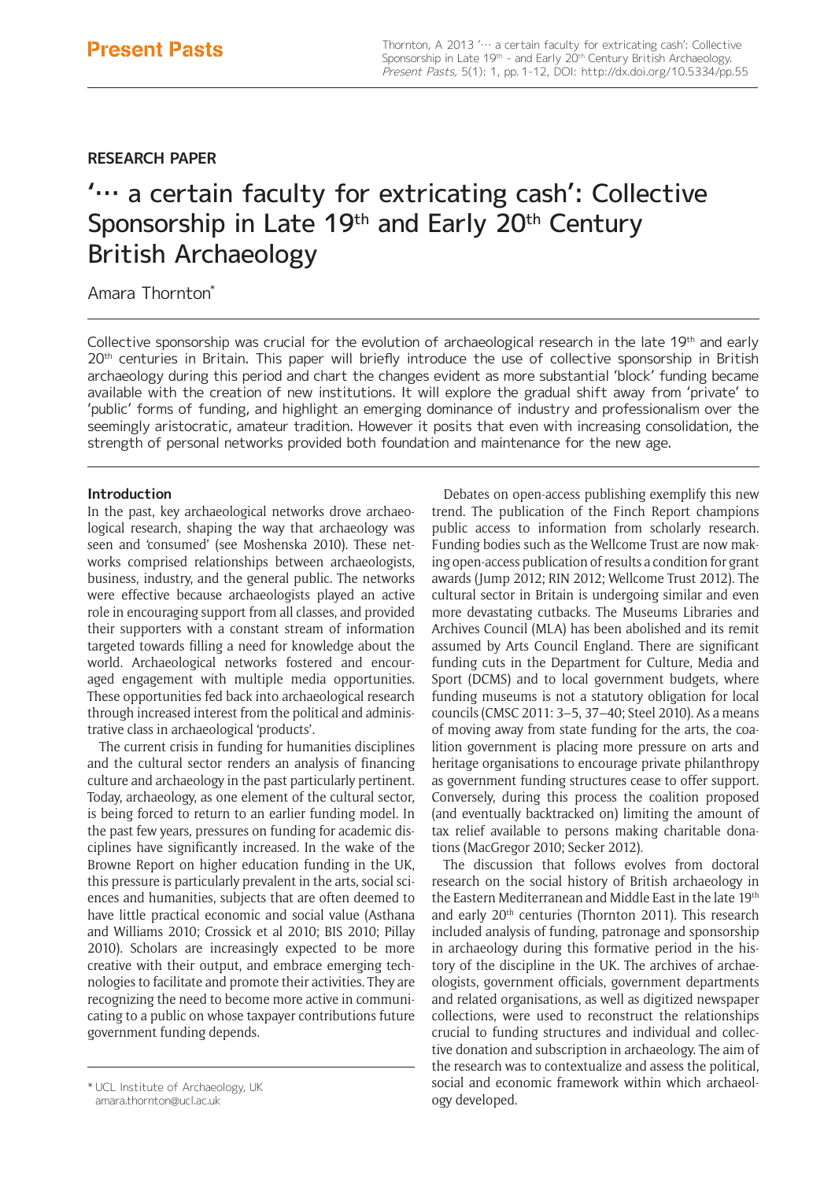**RESEARCH PAPER**

# '… a certain faculty for extricating cash': Collective Sponsorship in Late 19th and Early 20th Century British Archaeology

Amara Thornton*

Collective sponsorship was crucial for the evolution of archaeological research in the late 19th and early 20th centuries in Britain. This paper will briefly introduce the use of collective sponsorship in British archaeology during this period and chart the changes evident as more substantial 'block' funding became available with the creation of new institutions. It will explore the gradual shift away from 'private' to 'public' forms of funding, and highlight an emerging dominance of industry and professionalism over the seemingly aristocratic, amateur tradition. However it posits that even with increasing consolidation, the strength of personal networks provided both foundation and maintenance for the new age.

## Introduction

In the past, key archaeological networks drove archaeological research, shaping the way that archaeology was seen and 'consumed' (see Moshenska 2010). These networks comprised relationships between archaeologists, business, industry, and the general public. The networks were effective because archaeologists played an active role in encouraging support from all classes, and provided their supporters with a constant stream of information targeted towards filling a need for knowledge about the world. Archaeological networks fostered and encouraged engagement with multiple media opportunities. These opportunities fed back into archaeological research through increased interest from the political and administrative class in archaeological 'products'.

The current crisis in funding for humanities disciplines and the cultural sector renders an analysis of financing culture and archaeology in the past particularly pertinent. Today, archaeology, as one element of the cultural sector, is being forced to return to an earlier funding model. In the past few years, pressures on funding for academic disciplines have significantly increased. In the wake of the Browne Report on higher education funding in the UK, this pressure is particularly prevalent in the arts, social sciences and humanities, subjects that are often deemed to have little practical economic and social value (Asthana and Williams 2010; Crossick et al 2010; BIS 2010; Pillay 2010). Scholars are increasingly expected to be more creative with their output, and embrace emerging technologies to facilitate and promote their activities. They are recognizing the need to become more active in communicating to a public on whose taxpayer contributions future government funding depends.

Debates on open-access publishing exemplify this new trend. The publication of the Finch Report champions public access to information from scholarly research. Funding bodies such as the Wellcome Trust are now making open-access publication of results a condition for grant awards (Jump 2012; RIN 2012; Wellcome Trust 2012). The cultural sector in Britain is undergoing similar and even more devastating cutbacks. The Museums Libraries and Archives Council (MLA) has been abolished and its remit assumed by Arts Council England. There are significant funding cuts in the Department for Culture, Media and Sport (DCMS) and to local government budgets, where funding museums is not a statutory obligation for local councils (CMSC 2011: 3–5, 37–40; Steel 2010). As a means of moving away from state funding for the arts, the coalition government is placing more pressure on arts and heritage organisations to encourage private philanthropy as government funding structures cease to offer support. Conversely, during this process the coalition proposed (and eventually backtracked on) limiting the amount of tax relief available to persons making charitable donations (MacGregor 2010; Secker 2012).

The discussion that follows evolves from doctoral research on the social history of British archaeology in the Eastern Mediterranean and Middle East in the late 19th and early 20th centuries (Thornton 2011). This research included analysis of funding, patronage and sponsorship in archaeology during this formative period in the history of the discipline in the UK. The archives of archaeologists, government officials, government departments and related organisations, as well as digitized newspaper collections, were used to reconstruct the relationships crucial to funding structures and individual and collective donation and subscription in archaeology. The aim of the research was to contextualize and assess the political, social and economic framework within which archaeology developed.

---

* UCL Institute of Archaeology, UK
amara.thornton@ucl.ac.uk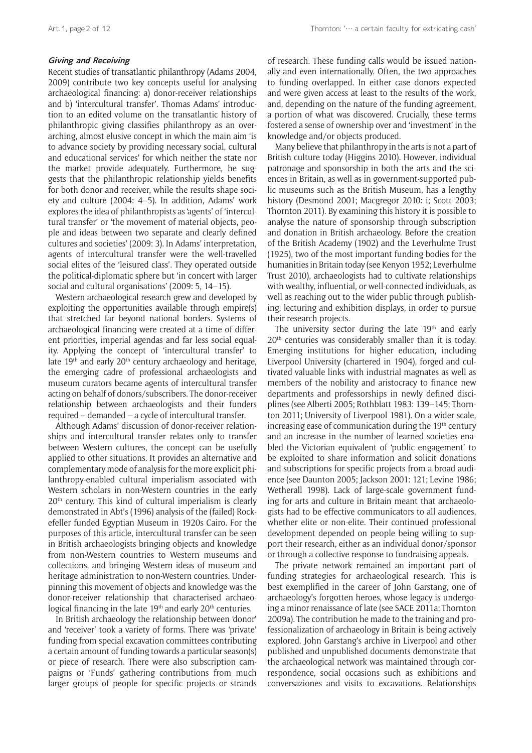#### *Giving and Receiving*

Recent studies of transatlantic philanthropy (Adams 2004, 2009) contribute two key concepts useful for analysing archaeological financing: a) donor-receiver relationships and b) 'intercultural transfer'. Thomas Adams' introduction to an edited volume on the transatlantic history of philanthropic giving classifies philanthropy as an overarching, almost elusive concept in which the main aim 'is to advance society by providing necessary social, cultural and educational services' for which neither the state nor the market provide adequately. Furthermore, he suggests that the philanthropic relationship yields benefits for both donor and receiver, while the results shape society and culture (2004: 4–5). In addition, Adams' work explores the idea of philanthropists as 'agents' of 'intercultural transfer' or 'the movement of material objects, people and ideas between two separate and clearly defined cultures and societies' (2009: 3). In Adams' interpretation, agents of intercultural transfer were the well-travelled social elites of the 'leisured class'. They operated outside the political-diplomatic sphere but 'in concert with larger social and cultural organisations' (2009: 5, 14–15).

Western archaeological research grew and developed by exploiting the opportunities available through empire(s) that stretched far beyond national borders. Systems of archaeological financing were created at a time of different priorities, imperial agendas and far less social equality. Applying the concept of 'intercultural transfer' to late 19th and early 20th century archaeology and heritage, the emerging cadre of professional archaeologists and museum curators became agents of intercultural transfer acting on behalf of donors/subscribers. The donor-receiver relationship between archaeologists and their funders required – demanded – a cycle of intercultural transfer.

Although Adams' discussion of donor-receiver relationships and intercultural transfer relates only to transfer between Western cultures, the concept can be usefully applied to other situations. It provides an alternative and complementary mode of analysis for the more explicit philanthropy-enabled cultural imperialism associated with Western scholars in non-Western countries in the early 20th century. This kind of cultural imperialism is clearly demonstrated in Abt's (1996) analysis of the (failed) Rockefeller funded Egyptian Museum in 1920s Cairo. For the purposes of this article, intercultural transfer can be seen in British archaeologists bringing objects and knowledge from non-Western countries to Western museums and collections, and bringing Western ideas of museum and heritage administration to non-Western countries. Underpinning this movement of objects and knowledge was the donor-receiver relationship that characterised archaeological financing in the late 19th and early 20th centuries.

In British archaeology the relationship between 'donor' and 'receiver' took a variety of forms. There was 'private' funding from special excavation committees contributing a certain amount of funding towards a particular season(s) or piece of research. There were also subscription campaigns or 'Funds' gathering contributions from much larger groups of people for specific projects or strands of research. These funding calls would be issued nationally and even internationally. Often, the two approaches to funding overlapped. In either case donors expected and were given access at least to the results of the work, and, depending on the nature of the funding agreement, a portion of what was discovered. Crucially, these terms fostered a sense of ownership over and 'investment' in the knowledge and/or objects produced.

Many believe that philanthropy in the arts is not a part of British culture today (Higgins 2010). However, individual patronage and sponsorship in both the arts and the sciences in Britain, as well as in government-supported public museums such as the British Museum, has a lengthy history (Desmond 2001; Macgregor 2010: i; Scott 2003; Thornton 2011). By examining this history it is possible to analyse the nature of sponsorship through subscription and donation in British archaeology. Before the creation of the British Academy (1902) and the Leverhulme Trust (1925), two of the most important funding bodies for the humanities in Britain today (see Kenyon 1952; Leverhulme Trust 2010), archaeologists had to cultivate relationships with wealthy, influential, or well-connected individuals, as well as reaching out to the wider public through publishing, lecturing and exhibition displays, in order to pursue their research projects.

The university sector during the late 19th and early 20th centuries was considerably smaller than it is today. Emerging institutions for higher education, including Liverpool University (chartered in 1904), forged and cultivated valuable links with industrial magnates as well as members of the nobility and aristocracy to finance new departments and professorships in newly defined disciplines (see Alberti 2005; Rothblatt 1983: 139–145; Thornton 2011; University of Liverpool 1981). On a wider scale, increasing ease of communication during the 19th century and an increase in the number of learned societies enabled the Victorian equivalent of 'public engagement' to be exploited to share information and solicit donations and subscriptions for specific projects from a broad audience (see Daunton 2005; Jackson 2001: 121; Levine 1986; Wetherall 1998). Lack of large-scale government funding for arts and culture in Britain meant that archaeologists had to be effective communicators to all audiences, whether elite or non-elite. Their continued professional development depended on people being willing to support their research, either as an individual donor/sponsor or through a collective response to fundraising appeals.

The private network remained an important part of funding strategies for archaeological research. This is best exemplified in the career of John Garstang, one of archaeology's forgotten heroes, whose legacy is undergoing a minor renaissance of late (see SACE 2011a; Thornton 2009a). The contribution he made to the training and professionalization of archaeology in Britain is being actively explored. John Garstang's archive in Liverpool and other published and unpublished documents demonstrate that the archaeological network was maintained through correspondence, social occasions such as exhibitions and conversaziones and visits to excavations. Relationships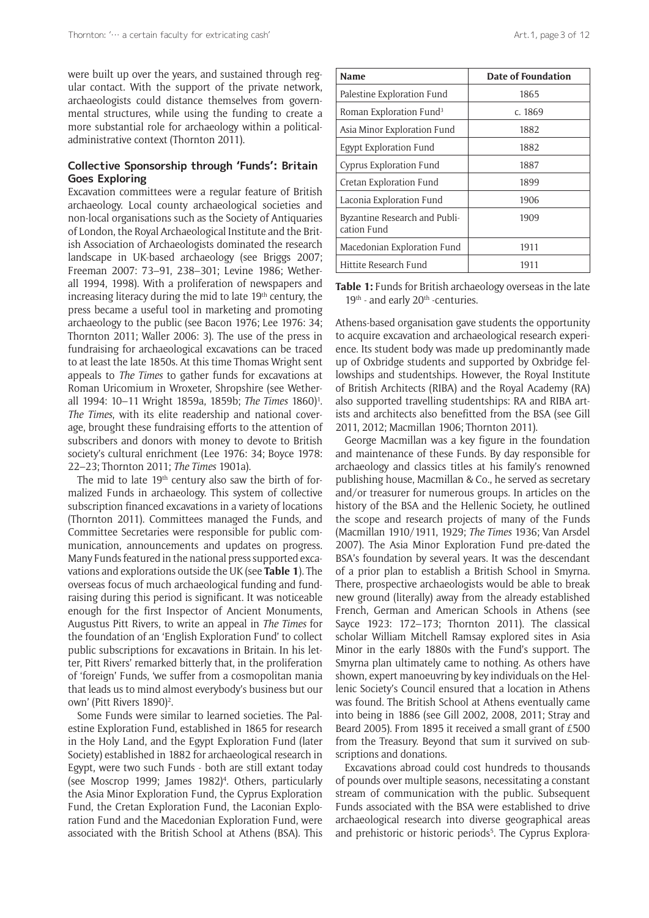were built up over the years, and sustained through regular contact. With the support of the private network, archaeologists could distance themselves from governmental structures, while using the funding to create a more substantial role for archaeology within a political-administrative context (Thornton 2011).

## Collective Sponsorship through 'Funds': Britain Goes Exploring

Excavation committees were a regular feature of British archaeology. Local county archaeological societies and non-local organisations such as the Society of Antiquaries of London, the Royal Archaeological Institute and the British Association of Archaeologists dominated the research landscape in UK-based archaeology (see Briggs 2007; Freeman 2007: 73–91, 238–301; Levine 1986; Wetherall 1994, 1998). With a proliferation of newspapers and increasing literacy during the mid to late 19th century, the press became a useful tool in marketing and promoting archaeology to the public (see Bacon 1976; Lee 1976: 34; Thornton 2011; Waller 2006: 3). The use of the press in fundraising for archaeological excavations can be traced to at least the late 1850s. At this time Thomas Wright sent appeals to *The Times* to gather funds for excavations at Roman Uricomium in Wroxeter, Shropshire (see Wetherall 1994: 10–11 Wright 1859a, 1859b; *The Times* 1860)[1]. *The Times*, with its elite readership and national coverage, brought these fundraising efforts to the attention of subscribers and donors with money to devote to British society's cultural enrichment (Lee 1976: 34; Boyce 1978: 22–23; Thornton 2011; *The Times* 1901a).

The mid to late 19th century also saw the birth of formalized Funds in archaeology. This system of collective subscription financed excavations in a variety of locations (Thornton 2011). Committees managed the Funds, and Committee Secretaries were responsible for public communication, announcements and updates on progress. Many Funds featured in the national press supported excavations and explorations outside the UK (see **Table 1**). The overseas focus of much archaeological funding and fundraising during this period is significant. It was noticeable enough for the first Inspector of Ancient Monuments, Augustus Pitt Rivers, to write an appeal in *The Times* for the foundation of an 'English Exploration Fund' to collect public subscriptions for excavations in Britain. In his letter, Pitt Rivers' remarked bitterly that, in the proliferation of 'foreign' Funds, 'we suffer from a cosmopolitan mania that leads us to mind almost everybody's business but our own' (Pitt Rivers 1890)[2].

Some Funds were similar to learned societies. The Palestine Exploration Fund, established in 1865 for research in the Holy Land, and the Egypt Exploration Fund (later Society) established in 1882 for archaeological research in Egypt, were two such Funds - both are still extant today (see Moscrop 1999; James 1982)[4]. Others, particularly the Asia Minor Exploration Fund, the Cyprus Exploration Fund, the Cretan Exploration Fund, the Laconian Exploration Fund and the Macedonian Exploration Fund, were associated with the British School at Athens (BSA). This

| Name | Date of Foundation |
|---|---|
| Palestine Exploration Fund | 1865 |
| Roman Exploration Fund[3] | c. 1869 |
| Asia Minor Exploration Fund | 1882 |
| Egypt Exploration Fund | 1882 |
| Cyprus Exploration Fund | 1887 |
| Cretan Exploration Fund | 1899 |
| Laconia Exploration Fund | 1906 |
| Byzantine Research and Publication Fund | 1909 |
| Macedonian Exploration Fund | 1911 |
| Hittite Research Fund | 1911 |

**Table 1:** Funds for British archaeology overseas in the late 19th - and early 20th -centuries.

Athens-based organisation gave students the opportunity to acquire excavation and archaeological research experience. Its student body was made up predominantly made up of Oxbridge students and supported by Oxbridge fellowships and studentships. However, the Royal Institute of British Architects (RIBA) and the Royal Academy (RA) also supported travelling studentships: RA and RIBA artists and architects also benefitted from the BSA (see Gill 2011, 2012; Macmillan 1906; Thornton 2011).

George Macmillan was a key figure in the foundation and maintenance of these Funds. By day responsible for archaeology and classics titles at his family's renowned publishing house, Macmillan & Co., he served as secretary and/or treasurer for numerous groups. In articles on the history of the BSA and the Hellenic Society, he outlined the scope and research projects of many of the Funds (Macmillan 1910/1911, 1929; *The Times* 1936; Van Arsdel 2007). The Asia Minor Exploration Fund pre-dated the BSA's foundation by several years. It was the descendant of a prior plan to establish a British School in Smyrna. There, prospective archaeologists would be able to break new ground (literally) away from the already established French, German and American Schools in Athens (see Sayce 1923: 172–173; Thornton 2011). The classical scholar William Mitchell Ramsay explored sites in Asia Minor in the early 1880s with the Fund's support. The Smyrna plan ultimately came to nothing. As others have shown, expert manoeuvring by key individuals on the Hellenic Society's Council ensured that a location in Athens was found. The British School at Athens eventually came into being in 1886 (see Gill 2002, 2008, 2011; Stray and Beard 2005). From 1895 it received a small grant of £500 from the Treasury. Beyond that sum it survived on subscriptions and donations.

Excavations abroad could cost hundreds to thousands of pounds over multiple seasons, necessitating a constant stream of communication with the public. Subsequent Funds associated with the BSA were established to drive archaeological research into diverse geographical areas and prehistoric or historic periods[5]. The Cyprus Explora-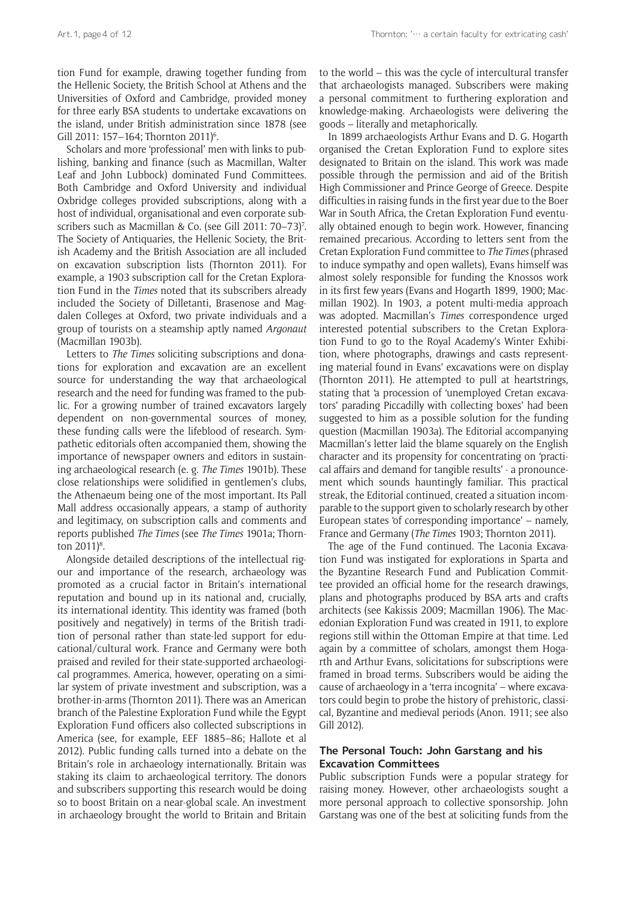tion Fund for example, drawing together funding from the Hellenic Society, the British School at Athens and the Universities of Oxford and Cambridge, provided money for three early BSA students to undertake excavations on the island, under British administration since 1878 (see Gill 2011: 157–164; Thornton 2011)[6].

Scholars and more 'professional' men with links to publishing, banking and finance (such as Macmillan, Walter Leaf and John Lubbock) dominated Fund Committees. Both Cambridge and Oxford University and individual Oxbridge colleges provided subscriptions, along with a host of individual, organisational and even corporate subscribers such as Macmillan & Co. (see Gill 2011: 70–73)[7]. The Society of Antiquaries, the Hellenic Society, the British Academy and the British Association are all included on excavation subscription lists (Thornton 2011). For example, a 1903 subscription call for the Cretan Exploration Fund in the *Times* noted that its subscribers already included the Society of Dilletanti, Brasenose and Magdalen Colleges at Oxford, two private individuals and a group of tourists on a steamship aptly named *Argonaut* (Macmillan 1903b).

Letters to *The Times* soliciting subscriptions and donations for exploration and excavation are an excellent source for understanding the way that archaeological research and the need for funding was framed to the public. For a growing number of trained excavators largely dependent on non-governmental sources of money, these funding calls were the lifeblood of research. Sympathetic editorials often accompanied them, showing the importance of newspaper owners and editors in sustaining archaeological research (e. g. *The Times* 1901b). These close relationships were solidified in gentlemen's clubs, the Athenaeum being one of the most important. Its Pall Mall address occasionally appears, a stamp of authority and legitimacy, on subscription calls and comments and reports published *The Times* (see *The Times* 1901a; Thornton 2011)[8].

Alongside detailed descriptions of the intellectual rigour and importance of the research, archaeology was promoted as a crucial factor in Britain's international reputation and bound up in its national and, crucially, its international identity. This identity was framed (both positively and negatively) in terms of the British tradition of personal rather than state-led support for educational/cultural work. France and Germany were both praised and reviled for their state-supported archaeological programmes. America, however, operating on a similar system of private investment and subscription, was a brother-in-arms (Thornton 2011). There was an American branch of the Palestine Exploration Fund while the Egypt Exploration Fund officers also collected subscriptions in America (see, for example, EEF 1885–86; Hallote et al 2012). Public funding calls turned into a debate on the Britain's role in archaeology internationally. Britain was staking its claim to archaeological territory. The donors and subscribers supporting this research would be doing so to boost Britain on a near-global scale. An investment in archaeology brought the world to Britain and Britain to the world – this was the cycle of intercultural transfer that archaeologists managed. Subscribers were making a personal commitment to furthering exploration and knowledge-making. Archaeologists were delivering the goods – literally and metaphorically.

In 1899 archaeologists Arthur Evans and D. G. Hogarth organised the Cretan Exploration Fund to explore sites designated to Britain on the island. This work was made possible through the permission and aid of the British High Commissioner and Prince George of Greece. Despite difficulties in raising funds in the first year due to the Boer War in South Africa, the Cretan Exploration Fund eventually obtained enough to begin work. However, financing remained precarious. According to letters sent from the Cretan Exploration Fund committee to *The Times* (phrased to induce sympathy and open wallets), Evans himself was almost solely responsible for funding the Knossos work in its first few years (Evans and Hogarth 1899, 1900; Macmillan 1902). In 1903, a potent multi-media approach was adopted. Macmillan's *Times* correspondence urged interested potential subscribers to the Cretan Exploration Fund to go to the Royal Academy's Winter Exhibition, where photographs, drawings and casts representing material found in Evans' excavations were on display (Thornton 2011). He attempted to pull at heartstrings, stating that 'a procession of 'unemployed Cretan excavators' parading Piccadilly with collecting boxes' had been suggested to him as a possible solution for the funding question (Macmillan 1903a). The Editorial accompanying Macmillan's letter laid the blame squarely on the English character and its propensity for concentrating on 'practical affairs and demand for tangible results' - a pronouncement which sounds hauntingly familiar. This practical streak, the Editorial continued, created a situation incomparable to the support given to scholarly research by other European states 'of corresponding importance' – namely, France and Germany (*The Times* 1903; Thornton 2011).

The age of the Fund continued. The Laconia Excavation Fund was instigated for explorations in Sparta and the Byzantine Research Fund and Publication Committee provided an official home for the research drawings, plans and photographs produced by BSA arts and crafts architects (see Kakissis 2009; Macmillan 1906). The Macedonian Exploration Fund was created in 1911, to explore regions still within the Ottoman Empire at that time. Led again by a committee of scholars, amongst them Hogarth and Arthur Evans, solicitations for subscriptions were framed in broad terms. Subscribers would be aiding the cause of archaeology in a 'terra incognita' – where excavators could begin to probe the history of prehistoric, classical, Byzantine and medieval periods (Anon. 1911; see also Gill 2012).

## The Personal Touch: John Garstang and his Excavation Committees

Public subscription Funds were a popular strategy for raising money. However, other archaeologists sought a more personal approach to collective sponsorship. John Garstang was one of the best at soliciting funds from the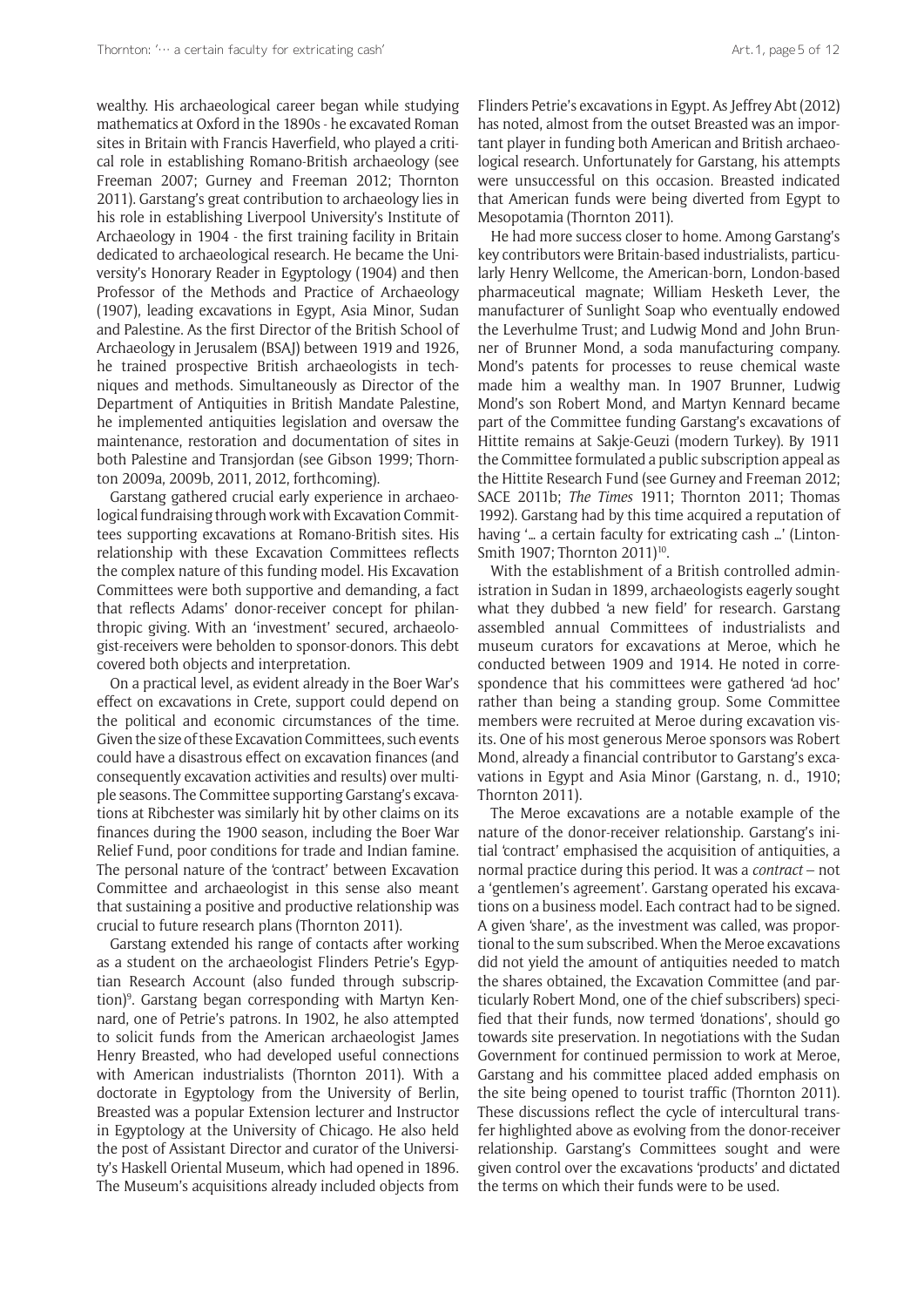wealthy. His archaeological career began while studying mathematics at Oxford in the 1890s - he excavated Roman sites in Britain with Francis Haverfield, who played a critical role in establishing Romano-British archaeology (see Freeman 2007; Gurney and Freeman 2012; Thornton 2011). Garstang's great contribution to archaeology lies in his role in establishing Liverpool University's Institute of Archaeology in 1904 - the first training facility in Britain dedicated to archaeological research. He became the University's Honorary Reader in Egyptology (1904) and then Professor of the Methods and Practice of Archaeology (1907), leading excavations in Egypt, Asia Minor, Sudan and Palestine. As the first Director of the British School of Archaeology in Jerusalem (BSAJ) between 1919 and 1926, he trained prospective British archaeologists in techniques and methods. Simultaneously as Director of the Department of Antiquities in British Mandate Palestine, he implemented antiquities legislation and oversaw the maintenance, restoration and documentation of sites in both Palestine and Transjordan (see Gibson 1999; Thornton 2009a, 2009b, 2011, 2012, forthcoming).

Garstang gathered crucial early experience in archaeological fundraising through work with Excavation Committees supporting excavations at Romano-British sites. His relationship with these Excavation Committees reflects the complex nature of this funding model. His Excavation Committees were both supportive and demanding, a fact that reflects Adams' donor-receiver concept for philanthropic giving. With an 'investment' secured, archaeologist-receivers were beholden to sponsor-donors. This debt covered both objects and interpretation.

On a practical level, as evident already in the Boer War's effect on excavations in Crete, support could depend on the political and economic circumstances of the time. Given the size of these Excavation Committees, such events could have a disastrous effect on excavation finances (and consequently excavation activities and results) over multiple seasons. The Committee supporting Garstang's excavations at Ribchester was similarly hit by other claims on its finances during the 1900 season, including the Boer War Relief Fund, poor conditions for trade and Indian famine. The personal nature of the 'contract' between Excavation Committee and archaeologist in this sense also meant that sustaining a positive and productive relationship was crucial to future research plans (Thornton 2011).

Garstang extended his range of contacts after working as a student on the archaeologist Flinders Petrie's Egyptian Research Account (also funded through subscription)[9]. Garstang began corresponding with Martyn Kennard, one of Petrie's patrons. In 1902, he also attempted to solicit funds from the American archaeologist James Henry Breasted, who had developed useful connections with American industrialists (Thornton 2011). With a doctorate in Egyptology from the University of Berlin, Breasted was a popular Extension lecturer and Instructor in Egyptology at the University of Chicago. He also held the post of Assistant Director and curator of the University's Haskell Oriental Museum, which had opened in 1896. The Museum's acquisitions already included objects from Flinders Petrie's excavations in Egypt. As Jeffrey Abt (2012) has noted, almost from the outset Breasted was an important player in funding both American and British archaeological research. Unfortunately for Garstang, his attempts were unsuccessful on this occasion. Breasted indicated that American funds were being diverted from Egypt to Mesopotamia (Thornton 2011).

He had more success closer to home. Among Garstang's key contributors were Britain-based industrialists, particularly Henry Wellcome, the American-born, London-based pharmaceutical magnate; William Hesketh Lever, the manufacturer of Sunlight Soap who eventually endowed the Leverhulme Trust; and Ludwig Mond and John Brunner of Brunner Mond, a soda manufacturing company. Mond's patents for processes to reuse chemical waste made him a wealthy man. In 1907 Brunner, Ludwig Mond's son Robert Mond, and Martyn Kennard became part of the Committee funding Garstang's excavations of Hittite remains at Sakje-Geuzi (modern Turkey). By 1911 the Committee formulated a public subscription appeal as the Hittite Research Fund (see Gurney and Freeman 2012; SACE 2011b; *The Times* 1911; Thornton 2011; Thomas 1992). Garstang had by this time acquired a reputation of having '… a certain faculty for extricating cash …' (Linton-Smith 1907; Thornton 2011)[10].

With the establishment of a British controlled administration in Sudan in 1899, archaeologists eagerly sought what they dubbed 'a new field' for research. Garstang assembled annual Committees of industrialists and museum curators for excavations at Meroe, which he conducted between 1909 and 1914. He noted in correspondence that his committees were gathered 'ad hoc' rather than being a standing group. Some Committee members were recruited at Meroe during excavation visits. One of his most generous Meroe sponsors was Robert Mond, already a financial contributor to Garstang's excavations in Egypt and Asia Minor (Garstang, n. d., 1910; Thornton 2011).

The Meroe excavations are a notable example of the nature of the donor-receiver relationship. Garstang's initial 'contract' emphasised the acquisition of antiquities, a normal practice during this period. It was a *contract* – not a 'gentlemen's agreement'. Garstang operated his excavations on a business model. Each contract had to be signed. A given 'share', as the investment was called, was proportional to the sum subscribed. When the Meroe excavations did not yield the amount of antiquities needed to match the shares obtained, the Excavation Committee (and particularly Robert Mond, one of the chief subscribers) specified that their funds, now termed 'donations', should go towards site preservation. In negotiations with the Sudan Government for continued permission to work at Meroe, Garstang and his committee placed added emphasis on the site being opened to tourist traffic (Thornton 2011). These discussions reflect the cycle of intercultural transfer highlighted above as evolving from the donor-receiver relationship. Garstang's Committees sought and were given control over the excavations 'products' and dictated the terms on which their funds were to be used.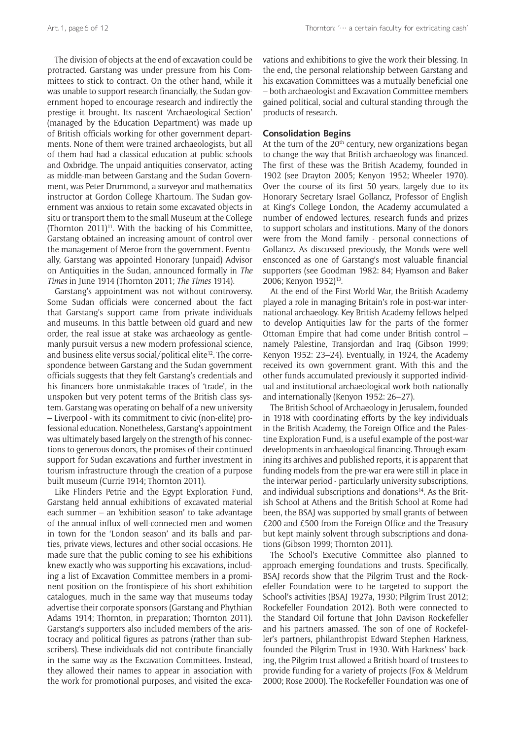The division of objects at the end of excavation could be protracted. Garstang was under pressure from his Committees to stick to contract. On the other hand, while it was unable to support research financially, the Sudan government hoped to encourage research and indirectly the prestige it brought. Its nascent 'Archaeological Section' (managed by the Education Department) was made up of British officials working for other government departments. None of them were trained archaeologists, but all of them had had a classical education at public schools and Oxbridge. The unpaid antiquities conservator, acting as middle-man between Garstang and the Sudan Government, was Peter Drummond, a surveyor and mathematics instructor at Gordon College Khartoum. The Sudan government was anxious to retain some excavated objects in situ or transport them to the small Museum at the College (Thornton 2011)[11]. With the backing of his Committee, Garstang obtained an increasing amount of control over the management of Meroe from the government. Eventually, Garstang was appointed Honorary (unpaid) Advisor on Antiquities in the Sudan, announced formally in *The Times* in June 1914 (Thornton 2011; *The Times* 1914).

Garstang's appointment was not without controversy. Some Sudan officials were concerned about the fact that Garstang's support came from private individuals and museums. In this battle between old guard and new order, the real issue at stake was archaeology as gentlemanly pursuit versus a new modern professional science, and business elite versus social/political elite[12]. The correspondence between Garstang and the Sudan government officials suggests that they felt Garstang's credentials and his financers bore unmistakable traces of 'trade', in the unspoken but very potent terms of the British class system. Garstang was operating on behalf of a new university – Liverpool - with its commitment to civic (non-elite) professional education. Nonetheless, Garstang's appointment was ultimately based largely on the strength of his connections to generous donors, the promises of their continued support for Sudan excavations and further investment in tourism infrastructure through the creation of a purpose built museum (Currie 1914; Thornton 2011).

Like Flinders Petrie and the Egypt Exploration Fund, Garstang held annual exhibitions of excavated material each summer – an 'exhibition season' to take advantage of the annual influx of well-connected men and women in town for the 'London season' and its balls and parties, private views, lectures and other social occasions. He made sure that the public coming to see his exhibitions knew exactly who was supporting his excavations, including a list of Excavation Committee members in a prominent position on the frontispiece of his short exhibition catalogues, much in the same way that museums today advertise their corporate sponsors (Garstang and Phythian Adams 1914; Thornton, in preparation; Thornton 2011). Garstang's supporters also included members of the aristocracy and political figures as patrons (rather than subscribers). These individuals did not contribute financially in the same way as the Excavation Committees. Instead, they allowed their names to appear in association with the work for promotional purposes, and visited the excavations and exhibitions to give the work their blessing. In the end, the personal relationship between Garstang and his excavation Committees was a mutually beneficial one – both archaeologist and Excavation Committee members gained political, social and cultural standing through the products of research.

## Consolidation Begins

At the turn of the 20th century, new organizations began to change the way that British archaeology was financed. The first of these was the British Academy, founded in 1902 (see Drayton 2005; Kenyon 1952; Wheeler 1970). Over the course of its first 50 years, largely due to its Honorary Secretary Israel Gollancz, Professor of English at King's College London, the Academy accumulated a number of endowed lectures, research funds and prizes to support scholars and institutions. Many of the donors were from the Mond family - personal connections of Gollancz. As discussed previously, the Monds were well ensconced as one of Garstang's most valuable financial supporters (see Goodman 1982: 84; Hyamson and Baker 2006; Kenyon 1952)[13].

At the end of the First World War, the British Academy played a role in managing Britain's role in post-war international archaeology. Key British Academy fellows helped to develop Antiquities law for the parts of the former Ottoman Empire that had come under British control – namely Palestine, Transjordan and Iraq (Gibson 1999; Kenyon 1952: 23–24). Eventually, in 1924, the Academy received its own government grant. With this and the other funds accumulated previously it supported individual and institutional archaeological work both nationally and internationally (Kenyon 1952: 26–27).

The British School of Archaeology in Jerusalem, founded in 1918 with coordinating efforts by the key individuals in the British Academy, the Foreign Office and the Palestine Exploration Fund, is a useful example of the post-war developments in archaeological financing. Through examining its archives and published reports, it is apparent that funding models from the pre-war era were still in place in the interwar period - particularly university subscriptions, and individual subscriptions and donations[14]. As the British School at Athens and the British School at Rome had been, the BSAJ was supported by small grants of between £200 and £500 from the Foreign Office and the Treasury but kept mainly solvent through subscriptions and donations (Gibson 1999; Thornton 2011).

The School's Executive Committee also planned to approach emerging foundations and trusts. Specifically, BSAJ records show that the Pilgrim Trust and the Rockefeller Foundation were to be targeted to support the School's activities (BSAJ 1927a, 1930; Pilgrim Trust 2012; Rockefeller Foundation 2012). Both were connected to the Standard Oil fortune that John Davison Rockefeller and his partners amassed. The son of one of Rockefeller's partners, philanthropist Edward Stephen Harkness, founded the Pilgrim Trust in 1930. With Harkness' backing, the Pilgrim trust allowed a British board of trustees to provide funding for a variety of projects (Fox & Meldrum 2000; Rose 2000). The Rockefeller Foundation was one of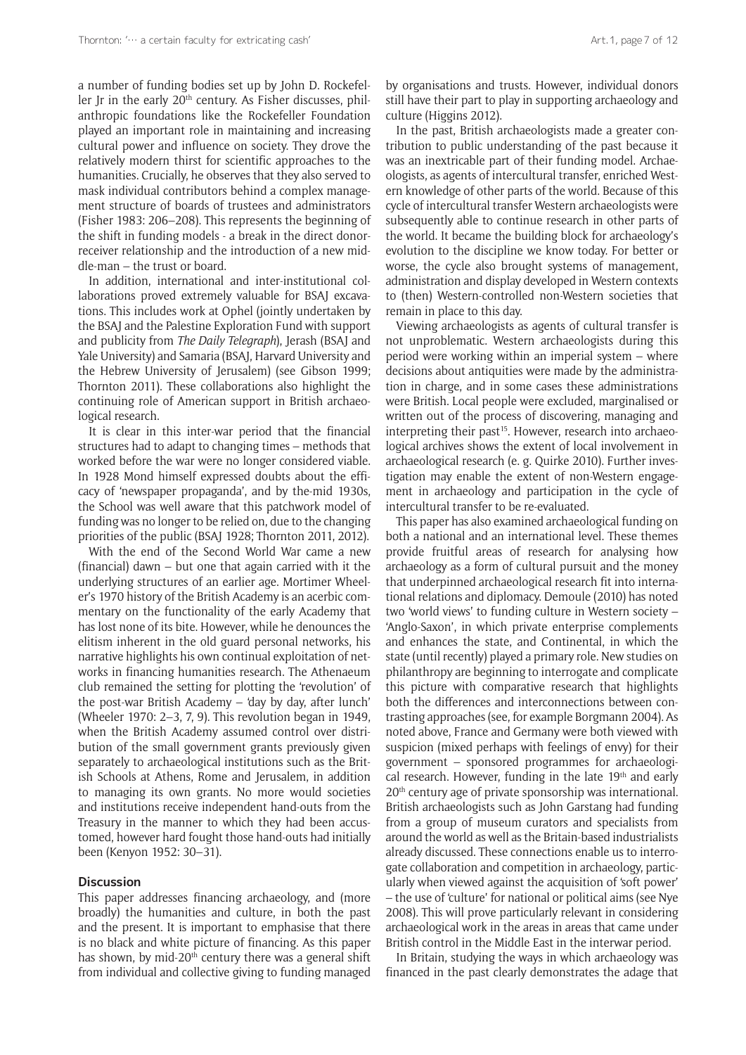a number of funding bodies set up by John D. Rockefeller Jr in the early 20th century. As Fisher discusses, philanthropic foundations like the Rockefeller Foundation played an important role in maintaining and increasing cultural power and influence on society. They drove the relatively modern thirst for scientific approaches to the humanities. Crucially, he observes that they also served to mask individual contributors behind a complex management structure of boards of trustees and administrators (Fisher 1983: 206–208). This represents the beginning of the shift in funding models - a break in the direct donor-receiver relationship and the introduction of a new middle-man – the trust or board.

In addition, international and inter-institutional collaborations proved extremely valuable for BSAJ excavations. This includes work at Ophel (jointly undertaken by the BSAJ and the Palestine Exploration Fund with support and publicity from *The Daily Telegraph*), Jerash (BSAJ and Yale University) and Samaria (BSAJ, Harvard University and the Hebrew University of Jerusalem) (see Gibson 1999; Thornton 2011). These collaborations also highlight the continuing role of American support in British archaeological research.

It is clear in this inter-war period that the financial structures had to adapt to changing times – methods that worked before the war were no longer considered viable. In 1928 Mond himself expressed doubts about the efficacy of 'newspaper propaganda', and by the-mid 1930s, the School was well aware that this patchwork model of funding was no longer to be relied on, due to the changing priorities of the public (BSAJ 1928; Thornton 2011, 2012).

With the end of the Second World War came a new (financial) dawn – but one that again carried with it the underlying structures of an earlier age. Mortimer Wheeler's 1970 history of the British Academy is an acerbic commentary on the functionality of the early Academy that has lost none of its bite. However, while he denounces the elitism inherent in the old guard personal networks, his narrative highlights his own continual exploitation of networks in financing humanities research. The Athenaeum club remained the setting for plotting the 'revolution' of the post-war British Academy – 'day by day, after lunch' (Wheeler 1970: 2–3, 7, 9). This revolution began in 1949, when the British Academy assumed control over distribution of the small government grants previously given separately to archaeological institutions such as the British Schools at Athens, Rome and Jerusalem, in addition to managing its own grants. No more would societies and institutions receive independent hand-outs from the Treasury in the manner to which they had been accustomed, however hard fought those hand-outs had initially been (Kenyon 1952: 30–31).

## Discussion

This paper addresses financing archaeology, and (more broadly) the humanities and culture, in both the past and the present. It is important to emphasise that there is no black and white picture of financing. As this paper has shown, by mid-20th century there was a general shift from individual and collective giving to funding managed by organisations and trusts. However, individual donors still have their part to play in supporting archaeology and culture (Higgins 2012).

In the past, British archaeologists made a greater contribution to public understanding of the past because it was an inextricable part of their funding model. Archaeologists, as agents of intercultural transfer, enriched Western knowledge of other parts of the world. Because of this cycle of intercultural transfer Western archaeologists were subsequently able to continue research in other parts of the world. It became the building block for archaeology's evolution to the discipline we know today. For better or worse, the cycle also brought systems of management, administration and display developed in Western contexts to (then) Western-controlled non-Western societies that remain in place to this day.

Viewing archaeologists as agents of cultural transfer is not unproblematic. Western archaeologists during this period were working within an imperial system – where decisions about antiquities were made by the administration in charge, and in some cases these administrations were British. Local people were excluded, marginalised or written out of the process of discovering, managing and interpreting their past[15]. However, research into archaeological archives shows the extent of local involvement in archaeological research (e. g. Quirke 2010). Further investigation may enable the extent of non-Western engagement in archaeology and participation in the cycle of intercultural transfer to be re-evaluated.

This paper has also examined archaeological funding on both a national and an international level. These themes provide fruitful areas of research for analysing how archaeology as a form of cultural pursuit and the money that underpinned archaeological research fit into international relations and diplomacy. Demoule (2010) has noted two 'world views' to funding culture in Western society – 'Anglo-Saxon', in which private enterprise complements and enhances the state, and Continental, in which the state (until recently) played a primary role. New studies on philanthropy are beginning to interrogate and complicate this picture with comparative research that highlights both the differences and interconnections between contrasting approaches (see, for example Borgmann 2004). As noted above, France and Germany were both viewed with suspicion (mixed perhaps with feelings of envy) for their government – sponsored programmes for archaeological research. However, funding in the late 19th and early 20th century age of private sponsorship was international. British archaeologists such as John Garstang had funding from a group of museum curators and specialists from around the world as well as the Britain-based industrialists already discussed. These connections enable us to interrogate collaboration and competition in archaeology, particularly when viewed against the acquisition of 'soft power' – the use of 'culture' for national or political aims (see Nye 2008). This will prove particularly relevant in considering archaeological work in the areas in areas that came under British control in the Middle East in the interwar period.

In Britain, studying the ways in which archaeology was financed in the past clearly demonstrates the adage that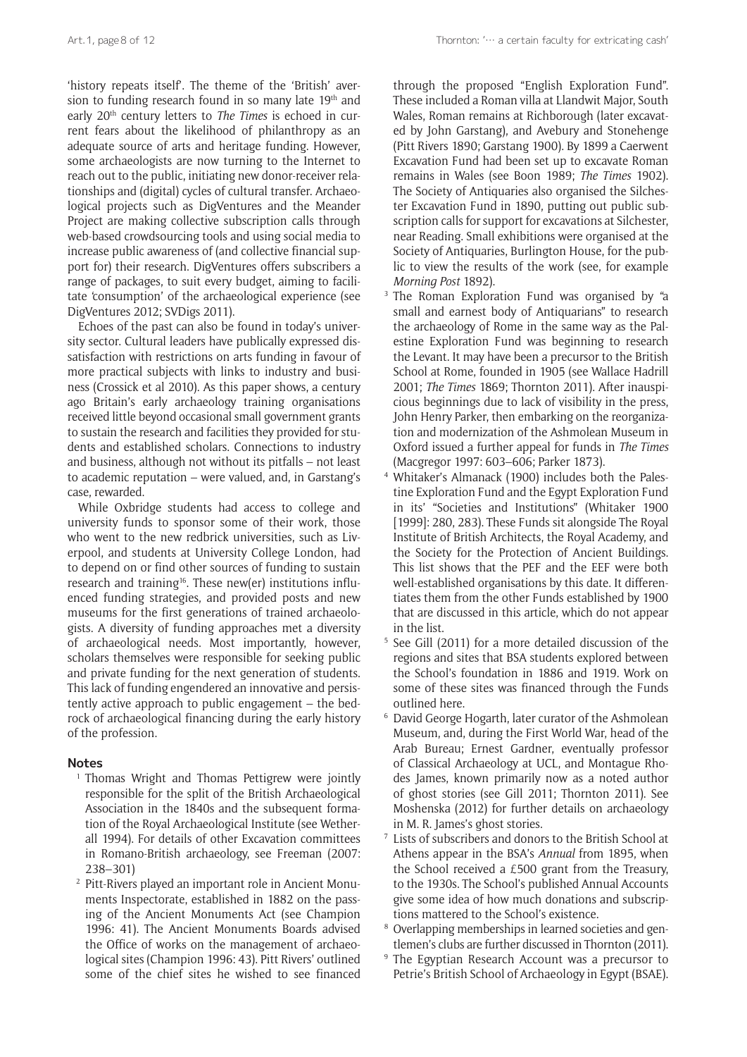'history repeats itself'. The theme of the 'British' aversion to funding research found in so many late 19th and early 20th century letters to *The Times* is echoed in current fears about the likelihood of philanthropy as an adequate source of arts and heritage funding. However, some archaeologists are now turning to the Internet to reach out to the public, initiating new donor-receiver relationships and (digital) cycles of cultural transfer. Archaeological projects such as DigVentures and the Meander Project are making collective subscription calls through web-based crowdsourcing tools and using social media to increase public awareness of (and collective financial support for) their research. DigVentures offers subscribers a range of packages, to suit every budget, aiming to facilitate 'consumption' of the archaeological experience (see DigVentures 2012; SVDigs 2011).

Echoes of the past can also be found in today's university sector. Cultural leaders have publically expressed dissatisfaction with restrictions on arts funding in favour of more practical subjects with links to industry and business (Crossick et al 2010). As this paper shows, a century ago Britain's early archaeology training organisations received little beyond occasional small government grants to sustain the research and facilities they provided for students and established scholars. Connections to industry and business, although not without its pitfalls – not least to academic reputation – were valued, and, in Garstang's case, rewarded.

While Oxbridge students had access to college and university funds to sponsor some of their work, those who went to the new redbrick universities, such as Liverpool, and students at University College London, had to depend on or find other sources of funding to sustain research and training[16]. These new(er) institutions influenced funding strategies, and provided posts and new museums for the first generations of trained archaeologists. A diversity of funding approaches met a diversity of archaeological needs. Most importantly, however, scholars themselves were responsible for seeking public and private funding for the next generation of students. This lack of funding engendered an innovative and persistently active approach to public engagement – the bedrock of archaeological financing during the early history of the profession.

## Notes

1. Thomas Wright and Thomas Pettigrew were jointly responsible for the split of the British Archaeological Association in the 1840s and the subsequent formation of the Royal Archaeological Institute (see Wetherall 1994). For details of other Excavation committees in Romano-British archaeology, see Freeman (2007: 238–301)
2. Pitt-Rivers played an important role in Ancient Monuments Inspectorate, established in 1882 on the passing of the Ancient Monuments Act (see Champion 1996: 41). The Ancient Monuments Boards advised the Office of works on the management of archaeological sites (Champion 1996: 43). Pitt Rivers' outlined some of the chief sites he wished to see financed through the proposed "English Exploration Fund". These included a Roman villa at Llandwit Major, South Wales, Roman remains at Richborough (later excavated by John Garstang), and Avebury and Stonehenge (Pitt Rivers 1890; Garstang 1900). By 1899 a Caerwent Excavation Fund had been set up to excavate Roman remains in Wales (see Boon 1989; *The Times* 1902). The Society of Antiquaries also organised the Silchester Excavation Fund in 1890, putting out public subscription calls for support for excavations at Silchester, near Reading. Small exhibitions were organised at the Society of Antiquaries, Burlington House, for the public to view the results of the work (see, for example *Morning Post* 1892).
3. The Roman Exploration Fund was organised by "a small and earnest body of Antiquarians" to research the archaeology of Rome in the same way as the Palestine Exploration Fund was beginning to research the Levant. It may have been a precursor to the British School at Rome, founded in 1905 (see Wallace Hadrill 2001; *The Times* 1869; Thornton 2011). After inauspicious beginnings due to lack of visibility in the press, John Henry Parker, then embarking on the reorganization and modernization of the Ashmolean Museum in Oxford issued a further appeal for funds in *The Times* (Macgregor 1997: 603–606; Parker 1873).
4. Whitaker's Almanack (1900) includes both the Palestine Exploration Fund and the Egypt Exploration Fund in its' "Societies and Institutions" (Whitaker 1900 [1999]: 280, 283). These Funds sit alongside The Royal Institute of British Architects, the Royal Academy, and the Society for the Protection of Ancient Buildings. This list shows that the PEF and the EEF were both well-established organisations by this date. It differentiates them from the other Funds established by 1900 that are discussed in this article, which do not appear in the list.
5. See Gill (2011) for a more detailed discussion of the regions and sites that BSA students explored between the School's foundation in 1886 and 1919. Work on some of these sites was financed through the Funds outlined here.
6. David George Hogarth, later curator of the Ashmolean Museum, and, during the First World War, head of the Arab Bureau; Ernest Gardner, eventually professor of Classical Archaeology at UCL, and Montague Rhodes James, known primarily now as a noted author of ghost stories (see Gill 2011; Thornton 2011). See Moshenska (2012) for further details on archaeology in M. R. James's ghost stories.
7. Lists of subscribers and donors to the British School at Athens appear in the BSA's *Annual* from 1895, when the School received a £500 grant from the Treasury, to the 1930s. The School's published Annual Accounts give some idea of how much donations and subscriptions mattered to the School's existence.
8. Overlapping memberships in learned societies and gentlemen's clubs are further discussed in Thornton (2011).
9. The Egyptian Research Account was a precursor to Petrie's British School of Archaeology in Egypt (BSAE).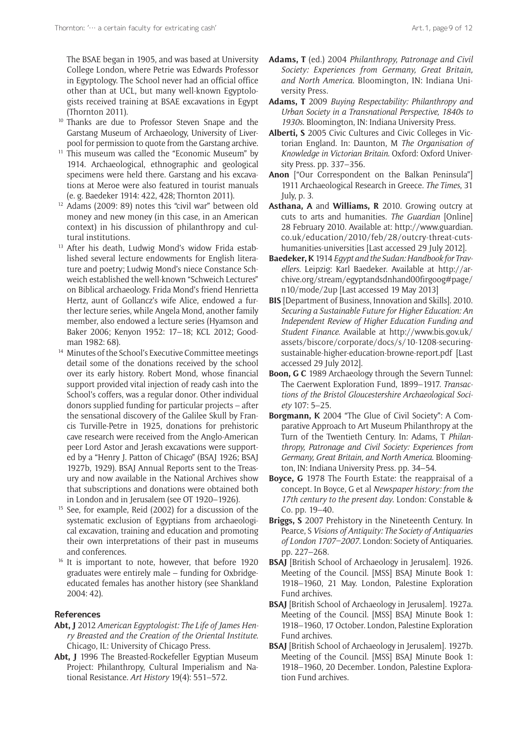The BSAE began in 1905, and was based at University College London, where Petrie was Edwards Professor in Egyptology. The School never had an official office other than at UCL, but many well-known Egyptologists received training at BSAE excavations in Egypt (Thornton 2011).

[10] Thanks are due to Professor Steven Snape and the Garstang Museum of Archaeology, University of Liverpool for permission to quote from the Garstang archive.

[11] This museum was called the "Economic Museum" by 1914. Archaeological, ethnographic and geological specimens were held there. Garstang and his excavations at Meroe were also featured in tourist manuals (e. g. Baedeker 1914: 422, 428; Thornton 2011).

[12] Adams (2009: 89) notes this "civil war" between old money and new money (in this case, in an American context) in his discussion of philanthropy and cultural institutions.

[13] After his death, Ludwig Mond's widow Frida established several lecture endowments for English literature and poetry; Ludwig Mond's niece Constance Schweich established the well-known "Schweich Lectures" on Biblical archaeology. Frida Mond's friend Henrietta Hertz, aunt of Gollancz's wife Alice, endowed a further lecture series, while Angela Mond, another family member, also endowed a lecture series (Hyamson and Baker 2006; Kenyon 1952: 17–18; KCL 2012; Goodman 1982: 68).

[14] Minutes of the School's Executive Committee meetings detail some of the donations received by the school over its early history. Robert Mond, whose financial support provided vital injection of ready cash into the School's coffers, was a regular donor. Other individual donors supplied funding for particular projects – after the sensational discovery of the Galilee Skull by Francis Turville-Petre in 1925, donations for prehistoric cave research were received from the Anglo-American peer Lord Astor and Jerash excavations were supported by a "Henry J. Patton of Chicago" (BSAJ 1926; BSAJ 1927b, 1929). BSAJ Annual Reports sent to the Treasury and now available in the National Archives show that subscriptions and donations were obtained both in London and in Jerusalem (see OT 1920–1926).

[15] See, for example, Reid (2002) for a discussion of the systematic exclusion of Egyptians from archaeological excavation, training and education and promoting their own interpretations of their past in museums and conferences.

[16] It is important to note, however, that before 1920 graduates were entirely male – funding for Oxbridge-educated females has another history (see Shankland 2004: 42).

## References

**Abt, J** 2012 *American Egyptologist: The Life of James Henry Breasted and the Creation of the Oriental Institute*. Chicago, IL: University of Chicago Press.

**Abt, J** 1996 The Breasted-Rockefeller Egyptian Museum Project: Philanthropy, Cultural Imperialism and National Resistance. *Art History* 19(4): 551–572.

**Adams, T** (ed.) 2004 *Philanthropy, Patronage and Civil Society: Experiences from Germany, Great Britain, and North America*. Bloomington, IN: Indiana University Press.

**Adams, T** 2009 *Buying Respectability: Philanthropy and Urban Society in a Transnational Perspective, 1840s to 1930s*. Bloomington, IN: Indiana University Press.

**Alberti, S** 2005 Civic Cultures and Civic Colleges in Victorian England. In: Daunton, M *The Organisation of Knowledge in Victorian Britain*. Oxford: Oxford University Press. pp. 337–356.

**Anon** ["Our Correspondent on the Balkan Peninsula"] 1911 Archaeological Research in Greece. *The Times*, 31 July, p. 3.

**Asthana, A** and **Williams, R** 2010. Growing outcry at cuts to arts and humanities. *The Guardian* [Online] 28 February 2010. Available at: http://www.guardian.co.uk/education/2010/feb/28/outcry-threat-cuts-humanities-universities [Last accessed 29 July 2012].

**Baedeker, K** 1914 *Egypt and the Sudan: Handbook for Travellers*. Leipzig: Karl Baedeker. Available at http://archive.org/stream/egyptandsdnhand00firgoog#page/n10/mode/2up [Last accessed 19 May 2013]

**BIS** [Department of Business, Innovation and Skills]. 2010. *Securing a Sustainable Future for Higher Education: An Independent Review of Higher Education Funding and Student Finance.* Available at http://www.bis.gov.uk/assets/biscore/corporate/docs/s/10-1208-securing-sustainable-higher-education-browne-report.pdf [Last accessed 29 July 2012].

**Boon, G C** 1989 Archaeology through the Severn Tunnel: The Caerwent Exploration Fund, 1899–1917. *Transactions of the Bristol Gloucestershire Archaeological Society* 107: 5–25.

**Borgmann, K** 2004 "The Glue of Civil Society": A Comparative Approach to Art Museum Philanthropy at the Turn of the Twentieth Century. In: Adams, T *Philanthropy, Patronage and Civil Society: Experiences from Germany, Great Britain, and North America*. Bloomington, IN: Indiana University Press. pp. 34–54.

**Boyce, G** 1978 The Fourth Estate: the reappraisal of a concept. In Boyce, G et al *Newspaper history: from the 17th century to the present day*. London: Constable & Co. pp. 19–40.

**Briggs, S** 2007 Prehistory in the Nineteenth Century. In Pearce, S *Visions of Antiquity: The Society of Antiquaries of London 1707–2007*. London: Society of Antiquaries. pp. 227–268.

**BSAJ** [British School of Archaeology in Jerusalem]. 1926. Meeting of the Council. [MSS] BSAJ Minute Book 1: 1918–1960, 21 May. London, Palestine Exploration Fund archives.

**BSAJ** [British School of Archaeology in Jerusalem]. 1927a. Meeting of the Council. [MSS] BSAJ Minute Book 1: 1918–1960, 17 October. London, Palestine Exploration Fund archives.

**BSAJ** [British School of Archaeology in Jerusalem]. 1927b. Meeting of the Council. [MSS] BSAJ Minute Book 1: 1918–1960, 20 December. London, Palestine Exploration Fund archives.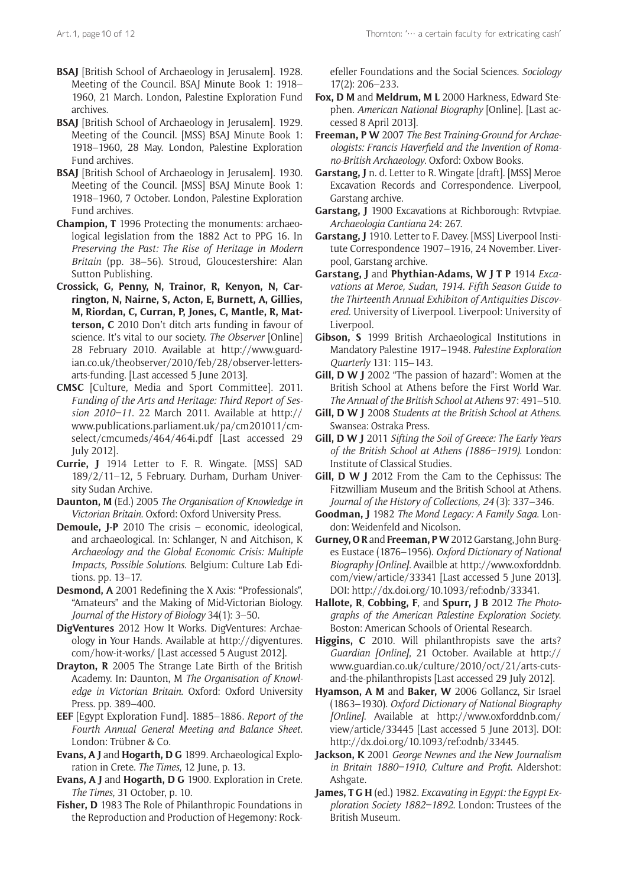**BSAJ** [British School of Archaeology in Jerusalem]. 1928. Meeting of the Council. BSAJ Minute Book 1: 1918–1960, 21 March. London, Palestine Exploration Fund archives.

**BSAJ** [British School of Archaeology in Jerusalem]. 1929. Meeting of the Council. [MSS} BSAJ Minute Book 1: 1918–1960, 28 May. London, Palestine Exploration Fund archives.

**BSAJ** [British School of Archaeology in Jerusalem]. 1930. Meeting of the Council. [MSS] BSAJ Minute Book 1: 1918–1960, 7 October. London, Palestine Exploration Fund archives.

**Champion, T** 1996 Protecting the monuments: archaeological legislation from the 1882 Act to PPG 16. In *Preserving the Past: The Rise of Heritage in Modern Britain* (pp. 38–56). Stroud, Gloucestershire: Alan Sutton Publishing.

**Crossick, G, Penny, N, Trainor, R, Kenyon, N, Carrington, N, Nairne, S, Acton, E, Burnett, A, Gillies, M, Riordan, C, Curran, P, Jones, C, Mantle, R, Matterson, C** 2010 Don't ditch arts funding in favour of science. It's vital to our society. *The Observer* [Online] 28 February 2010. Available at http://www.guardian.co.uk/theobserver/2010/feb/28/observer-letters-arts-funding. [Last accessed 5 June 2013].

**CMSC** [Culture, Media and Sport Committee]. 2011. *Funding of the Arts and Heritage: Third Report of Session 2010–11*. 22 March 2011. Available at http://www.publications.parliament.uk/pa/cm201011/cmselect/cmcumeds/464/464i.pdf [Last accessed 29 July 2012].

**Currie, J** 1914 Letter to F. R. Wingate. [MSS] SAD 189/2/11–12, 5 February. Durham, Durham University Sudan Archive.

**Daunton, M** (Ed.) 2005 *The Organisation of Knowledge in Victorian Britain*. Oxford: Oxford University Press.

**Demoule, J-P** 2010 The crisis – economic, ideological, and archaeological. In: Schlanger, N and Aitchison, K *Archaeology and the Global Economic Crisis: Multiple Impacts, Possible Solutions*. Belgium: Culture Lab Editions. pp. 13–17.

**Desmond, A** 2001 Redefining the X Axis: "Professionals", "Amateurs" and the Making of Mid-Victorian Biology. *Journal of the History of Biology* 34(1): 3–50.

**DigVentures** 2012 How It Works. DigVentures: Archaeology in Your Hands. Available at http://digventures.com/how-it-works/ [Last accessed 5 August 2012].

**Drayton, R** 2005 The Strange Late Birth of the British Academy. In: Daunton, M *The Organisation of Knowledge in Victorian Britain*. Oxford: Oxford University Press. pp. 389–400.

**EEF** [Egypt Exploration Fund]. 1885–1886. *Report of the Fourth Annual General Meeting and Balance Sheet*. London: Trübner & Co.

**Evans, A J** and **Hogarth, D G** 1899. Archaeological Exploration in Crete. *The Times*, 12 June, p. 13.

**Evans, A J** and **Hogarth, D G** 1900. Exploration in Crete. *The Times*, 31 October, p. 10.

**Fisher, D** 1983 The Role of Philanthropic Foundations in the Reproduction and Production of Hegemony: Rockefeller Foundations and the Social Sciences. *Sociology* 17(2): 206–233.

**Fox, D M** and **Meldrum, M L** 2000 Harkness, Edward Stephen. *American National Biography* [Online]. [Last accessed 8 April 2013].

**Freeman, P W** 2007 *The Best Training-Ground for Archaeologists: Francis Haverfield and the Invention of Romano-British Archaeology*. Oxford: Oxbow Books.

**Garstang, J** n. d. Letter to R. Wingate [draft]. [MSS] Meroe Excavation Records and Correspondence. Liverpool, Garstang archive.

**Garstang, J** 1900 Excavations at Richborough: Rvtvpiae. *Archaeologia Cantiana* 24: 267.

**Garstang, J** 1910. Letter to F. Davey. [MSS] Liverpool Institute Correspondence 1907–1916, 24 November. Liverpool, Garstang archive.

**Garstang, J** and **Phythian-Adams, W J T P** 1914 *Excavations at Meroe, Sudan, 1914. Fifth Season Guide to the Thirteenth Annual Exhibiton of Antiquities Discovered*. University of Liverpool. Liverpool: University of Liverpool.

**Gibson, S** 1999 British Archaeological Institutions in Mandatory Palestine 1917–1948. *Palestine Exploration Quarterly* 131: 115–143.

**Gill, D W J** 2002 "The passion of hazard": Women at the British School at Athens before the First World War. *The Annual of the British School at Athens* 97: 491–510.

**Gill, D W J** 2008 *Students at the British School at Athens*. Swansea: Ostraka Press.

**Gill, D W J** 2011 *Sifting the Soil of Greece: The Early Years of the British School at Athens (1886–1919)*. London: Institute of Classical Studies.

**Gill, D W J** 2012 From the Cam to the Cephissus: The Fitzwilliam Museum and the British School at Athens. *Journal of the History of Collections, 24* (3): 337–346.

**Goodman, J** 1982 *The Mond Legacy: A Family Saga*. London: Weidenfeld and Nicolson.

**Gurney, O R** and **Freeman, P W** 2012 Garstang, John Burges Eustace (1876–1956). *Oxford Dictionary of National Biography [Online]*. Availble at http://www.oxforddnb.com/view/article/33341 [Last accessed 5 June 2013]. DOI: http://dx.doi.org/10.1093/ref:odnb/33341.

**Hallote, R**, **Cobbing, F**, and **Spurr, J B** 2012 *The Photographs of the American Palestine Exploration Society*. Boston: American Schools of Oriental Research.

**Higgins, C** 2010. Will philanthropists save the arts? *Guardian [Online]*, 21 October. Available at http://www.guardian.co.uk/culture/2010/oct/21/arts-cuts-and-the-philanthropists [Last accessed 29 July 2012].

**Hyamson, A M** and **Baker, W** 2006 Gollancz, Sir Israel (1863–1930). *Oxford Dictionary of National Biography [Online]*. Available at http://www.oxforddnb.com/view/article/33445 [Last accessed 5 June 2013]. DOI: http://dx.doi.org/10.1093/ref:odnb/33445.

**Jackson, K** 2001 *George Newnes and the New Journalism in Britain 1880–1910, Culture and Profit*. Aldershot: Ashgate.

**James, T G H** (ed.) 1982. *Excavating in Egypt: the Egypt Exploration Society 1882–1892*. London: Trustees of the British Museum.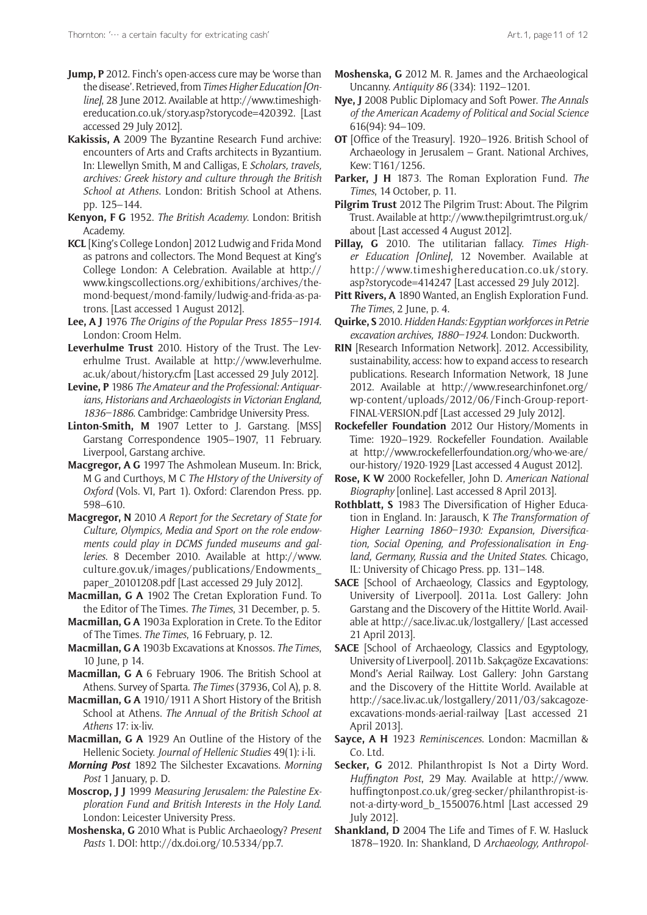**Jump, P** 2012. Finch's open-access cure may be 'worse than the disease'. Retrieved, from *Times Higher Education [Online]*, 28 June 2012. Available at http://www.timeshighereducation.co.uk/story.asp?storycode=420392. [Last accessed 29 July 2012].

**Kakissis, A** 2009 The Byzantine Research Fund archive: encounters of Arts and Crafts architects in Byzantium. In: Llewellyn Smith, M and Calligas, E *Scholars, travels, archives: Greek history and culture through the British School at Athens*. London: British School at Athens. pp. 125–144.

**Kenyon, F G** 1952. *The British Academy*. London: British Academy.

**KCL** [King's College London] 2012 Ludwig and Frida Mond as patrons and collectors. The Mond Bequest at King's College London: A Celebration. Available at http://www.kingscollections.org/exhibitions/archives/the-mond-bequest/mond-family/ludwig-and-frida-as-patrons. [Last accessed 1 August 2012].

**Lee, A J** 1976 *The Origins of the Popular Press 1855–1914*. London: Croom Helm.

**Leverhulme Trust** 2010. History of the Trust. The Leverhulme Trust. Available at http://www.leverhulme.ac.uk/about/history.cfm [Last accessed 29 July 2012].

**Levine, P** 1986 *The Amateur and the Professional: Antiquarians, Historians and Archaeologists in Victorian England, 1836–1886*. Cambridge: Cambridge University Press.

**Linton-Smith, M** 1907 Letter to J. Garstang. [MSS] Garstang Correspondence 1905–1907, 11 February. Liverpool, Garstang archive.

**Macgregor, A G** 1997 The Ashmolean Museum. In: Brick, M G and Curthoys, M C *The HIstory of the University of Oxford* (Vols. VI, Part 1). Oxford: Clarendon Press. pp. 598–610.

**Macgregor, N** 2010 *A Report for the Secretary of State for Culture, Olympics, Media and Sport on the role endowments could play in DCMS funded museums and galleries*. 8 December 2010. Available at http://www.culture.gov.uk/images/publications/Endowments_paper_20101208.pdf [Last accessed 29 July 2012].

**Macmillan, G A** 1902 The Cretan Exploration Fund. To the Editor of The Times. *The Times*, 31 December, p. 5.

**Macmillan, G A** 1903a Exploration in Crete. To the Editor of The Times. *The Times*, 16 February, p. 12.

**Macmillan, G A** 1903b Excavations at Knossos. *The Times*, 10 June, p 14.

**Macmillan, G A** 6 February 1906. The British School at Athens. Survey of Sparta. *The Times* (37936, Col A), p. 8.

**Macmillan, G A** 1910/1911 A Short History of the British School at Athens. *The Annual of the British School at Athens* 17: ix-liv.

**Macmillan, G A** 1929 An Outline of the History of the Hellenic Society. *Journal of Hellenic Studies* 49(1): i-li.

***Morning Post*** 1892 The Silchester Excavations. *Morning Post* 1 January, p. D.

**Moscrop, J J** 1999 *Measuring Jerusalem: the Palestine Exploration Fund and British Interests in the Holy Land*. London: Leicester University Press.

**Moshenska, G** 2010 What is Public Archaeology? *Present Pasts* 1. DOI: http://dx.doi.org/10.5334/pp.7.

**Moshenska, G** 2012 M. R. James and the Archaeological Uncanny. *Antiquity 86* (334): 1192–1201.

**Nye, J** 2008 Public Diplomacy and Soft Power. *The Annals of the American Academy of Political and Social Science* 616(94): 94–109.

**OT** [Office of the Treasury]. 1920–1926. British School of Archaeology in Jerusalem – Grant. National Archives, Kew: T161/1256.

**Parker, J H** 1873. The Roman Exploration Fund. *The Times*, 14 October, p. 11.

**Pilgrim Trust** 2012 The Pilgrim Trust: About. The Pilgrim Trust. Available at http://www.thepilgrimtrust.org.uk/about [Last accessed 4 August 2012].

**Pillay, G** 2010. The utilitarian fallacy. *Times Higher Education [Online]*, 12 November. Available at http://www.timeshighereducation.co.uk/story.asp?storycode=414247 [Last accessed 29 July 2012].

**Pitt Rivers, A** 1890 Wanted, an English Exploration Fund. *The Times*, 2 June, p. 4.

**Quirke, S** 2010. *Hidden Hands: Egyptian workforces in Petrie excavation archives, 1880–1924*. London: Duckworth.

**RIN** [Research Information Network]. 2012. Accessibility, sustainability, access: how to expand access to research publications. Research Information Network, 18 June 2012. Available at http://www.researchinfonet.org/wp-content/uploads/2012/06/Finch-Group-report-FINAL-VERSION.pdf [Last accessed 29 July 2012].

**Rockefeller Foundation** 2012 Our History/Moments in Time: 1920–1929. Rockefeller Foundation. Available at http://www.rockefellerfoundation.org/who-we-are/our-history/1920-1929 [Last accessed 4 August 2012].

**Rose, K W** 2000 Rockefeller, John D. *American National Biography* [online]. Last accessed 8 April 2013].

**Rothblatt, S** 1983 The Diversification of Higher Education in England. In: Jarausch, K *The Transformation of Higher Learning 1860–1930: Expansion, Diversification, Social Opening, and Professionalisation in England, Germany, Russia and the United States*. Chicago, IL: University of Chicago Press. pp. 131–148.

**SACE** [School of Archaeology, Classics and Egyptology, University of Liverpool]. 2011a. Lost Gallery: John Garstang and the Discovery of the Hittite World. Available at http://sace.liv.ac.uk/lostgallery/ [Last accessed 21 April 2013].

**SACE** [School of Archaeology, Classics and Egyptology, University of Liverpool]. 2011b. Sakçagöze Excavations: Mond's Aerial Railway. Lost Gallery: John Garstang and the Discovery of the Hittite World. Available at http://sace.liv.ac.uk/lostgallery/2011/03/sakcagoze-excavations-monds-aerial-railway [Last accessed 21 April 2013].

**Sayce, A H** 1923 *Reminiscences*. London: Macmillan & Co. Ltd.

**Secker, G** 2012. Philanthropist Is Not a Dirty Word. *Huffington Post*, 29 May. Available at http://www.huffingtonpost.co.uk/greg-secker/philanthropist-is-not-a-dirty-word_b_1550076.html [Last accessed 29 July 2012].

**Shankland, D** 2004 The Life and Times of F. W. Hasluck 1878–1920. In: Shankland, D *Archaeology, Anthropol-*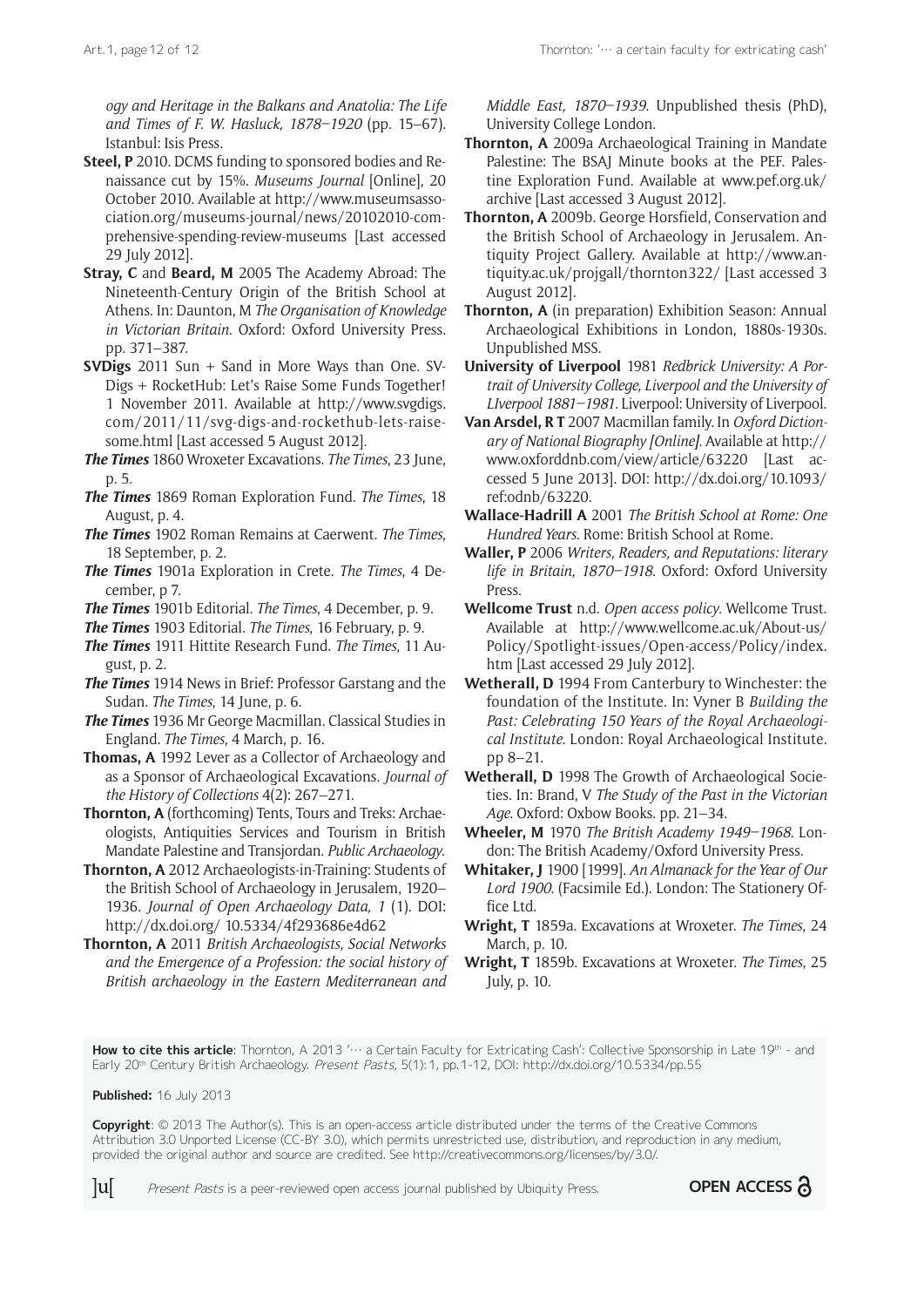*ogy and Heritage in the Balkans and Anatolia: The Life and Times of F. W. Hasluck, 1878–1920* (pp. 15–67). Istanbul: Isis Press.

**Steel, P** 2010. DCMS funding to sponsored bodies and Renaissance cut by 15%. *Museums Journal* [Online], 20 October 2010. Available at http://www.museumsassociation.org/museums-journal/news/20102010-comprehensive-spending-review-museums [Last accessed 29 July 2012].

**Stray, C** and **Beard, M** 2005 The Academy Abroad: The Nineteenth-Century Origin of the British School at Athens. In: Daunton, M *The Organisation of Knowledge in Victorian Britain*. Oxford: Oxford University Press. pp. 371–387.

**SVDigs** 2011 Sun + Sand in More Ways than One. SVDigs + RocketHub: Let's Raise Some Funds Together! 1 November 2011. Available at http://www.svgdigs.com/2011/11/svg-digs-and-rockethub-lets-raisesome.html [Last accessed 5 August 2012].

***The Times*** 1860 Wroxeter Excavations. *The Times*, 23 June, p. 5.

***The Times*** 1869 Roman Exploration Fund. *The Times*, 18 August, p. 4.

***The Times*** 1902 Roman Remains at Caerwent. *The Times*, 18 September, p. 2.

***The Times*** 1901a Exploration in Crete. *The Times*, 4 December, p 7.

***The Times*** 1901b Editorial. *The Times*, 4 December, p. 9.

***The Times*** 1903 Editorial. *The Times*, 16 February, p. 9.

***The Times*** 1911 Hittite Research Fund. *The Times*, 11 August, p. 2.

***The Times*** 1914 News in Brief: Professor Garstang and the Sudan. *The Times*, 14 June, p. 6.

***The Times*** 1936 Mr George Macmillan. Classical Studies in England. *The Times*, 4 March, p. 16.

**Thomas, A** 1992 Lever as a Collector of Archaeology and as a Sponsor of Archaeological Excavations. *Journal of the History of Collections* 4(2): 267–271.

**Thornton, A** (forthcoming) Tents, Tours and Treks: Archaeologists, Antiquities Services and Tourism in British Mandate Palestine and Transjordan. *Public Archaeology.*

**Thornton, A** 2012 Archaeologists-in-Training: Students of the British School of Archaeology in Jerusalem, 1920–1936. *Journal of Open Archaeology Data, 1* (1). DOI: http://dx.doi.org/ 10.5334/4f293686e4d62

**Thornton, A** 2011 *British Archaeologists, Social Networks and the Emergence of a Profession: the social history of British archaeology in the Eastern Mediterranean and Middle East, 1870–1939*. Unpublished thesis (PhD), University College London.

**Thornton, A** 2009a Archaeological Training in Mandate Palestine: The BSAJ Minute books at the PEF. Palestine Exploration Fund. Available at www.pef.org.uk/archive [Last accessed 3 August 2012].

**Thornton, A** 2009b. George Horsfield, Conservation and the British School of Archaeology in Jerusalem. Antiquity Project Gallery. Available at http://www.antiquity.ac.uk/projgall/thornton322/ [Last accessed 3 August 2012].

**Thornton, A** (in preparation) Exhibition Season: Annual Archaeological Exhibitions in London, 1880s-1930s. Unpublished MSS.

**University of Liverpool** 1981 *Redbrick University: A Portrait of University College, Liverpool and the University of LIverpool 1881–1981*. Liverpool: University of Liverpool.

**Van Arsdel, R T** 2007 Macmillan family. In *Oxford Dictionary of National Biography [Online]*. Available at http://www.oxforddnb.com/view/article/63220 [Last accessed 5 June 2013]. DOI: http://dx.doi.org/10.1093/ref:odnb/63220.

**Wallace-Hadrill A** 2001 *The British School at Rome: One Hundred Years*. Rome: British School at Rome.

**Waller, P** 2006 *Writers, Readers, and Reputations: literary life in Britain, 1870–1918*. Oxford: Oxford University Press.

**Wellcome Trust** n.d. *Open access policy*. Wellcome Trust. Available at http://www.wellcome.ac.uk/About-us/Policy/Spotlight-issues/Open-access/Policy/index.htm [Last accessed 29 July 2012].

**Wetherall, D** 1994 From Canterbury to Winchester: the foundation of the Institute. In: Vyner B *Building the Past: Celebrating 150 Years of the Royal Archaeological Institute*. London: Royal Archaeological Institute. pp 8–21.

**Wetherall, D** 1998 The Growth of Archaeological Societies. In: Brand, V *The Study of the Past in the Victorian Age*. Oxford: Oxbow Books. pp. 21–34.

**Wheeler, M** 1970 *The British Academy 1949–1968*. London: The British Academy/Oxford University Press.

**Whitaker, J** 1900 [1999]. *An Almanack for the Year of Our Lord 1900*. (Facsimile Ed.). London: The Stationery Office Ltd.

**Wright, T** 1859a. Excavations at Wroxeter. *The Times*, 24 March, p. 10.

**Wright, T** 1859b. Excavations at Wroxeter. *The Times*, 25 July, p. 10.

**How to cite this article**: Thornton, A 2013 '··· a Certain Faculty for Extricating Cash': Collective Sponsorship in Late 19th - and Early 20th Century British Archaeology. *Present Pasts,* 5(1):1, pp.1-12, DOI: http://dx.doi.org/10.5334/pp.55

**Published:** 16 July 2013

**Copyright**: © 2013 The Author(s). This is an open-access article distributed under the terms of the Creative Commons Attribution 3.0 Unported License (CC-BY 3.0), which permits unrestricted use, distribution, and reproduction in any medium, provided the original author and source are credited. See http://creativecommons.org/licenses/by/3.0/.

*Present Pasts* is a peer-reviewed open access journal published by Ubiquity Press.

**OPEN ACCESS**